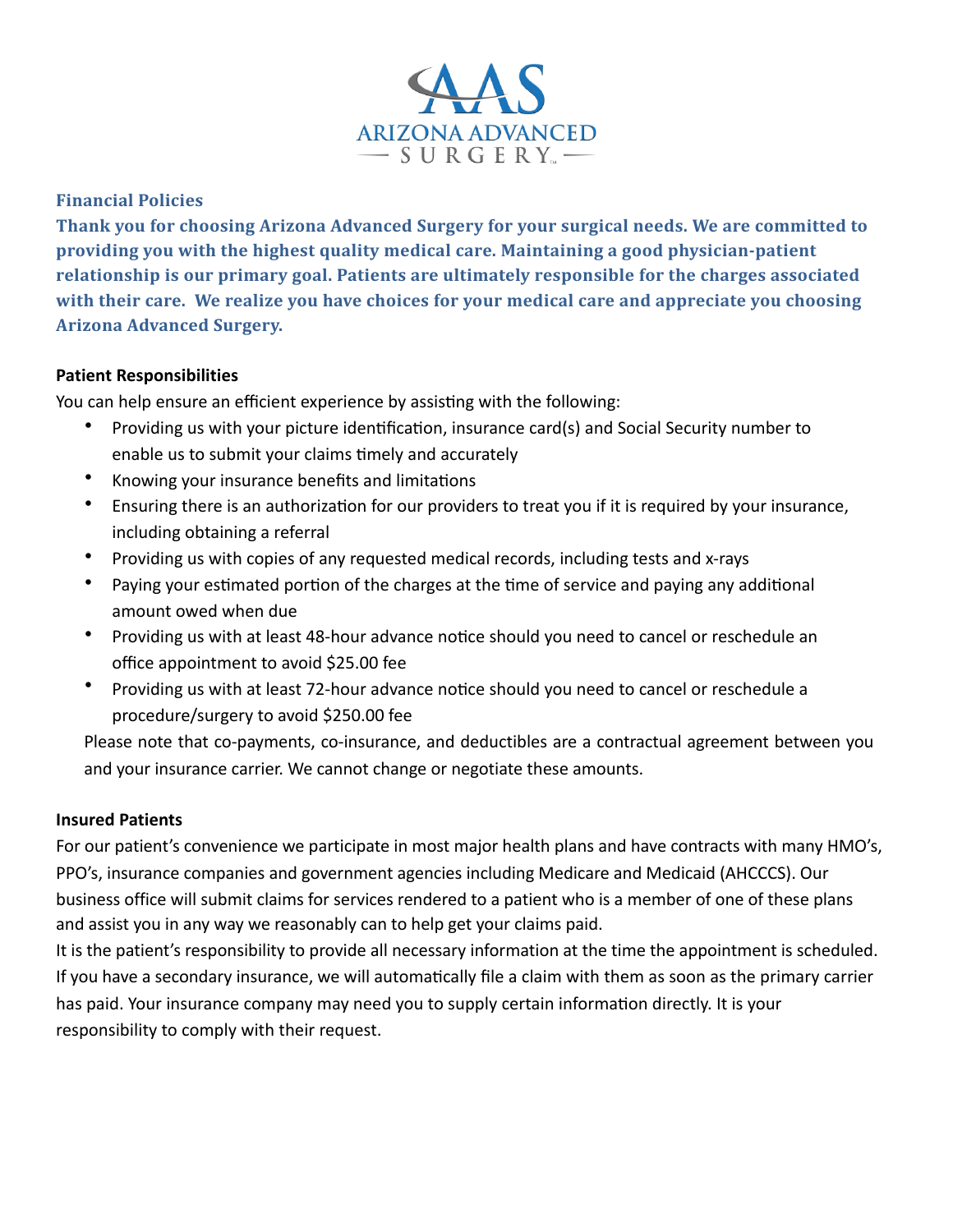# Financial Policies

**Thank you for choosing Arizona Advanced Surgery for your surgical needs. We are committed to providing you with the highest quality medical care. Maintaining a good physician-patient relationship is our primary goal. Patients are ultimately responsible for the charges associated with their care. We realize you have choices for your medical care and appreciate you choosing Arizona Advanced Surgery.**

## Patient Responsibilities

You can help ensure an efficient experience by assisting with the following:

- Providing us with your picture identification, insurance card(s) and Social Security number to enable us to submit your claims timely and accurately
- Knowing your insurance benefits and limitations
- Ensuring there is an authorization for our providers to treat you if it is required by your insurance, including obtaining a referral
- Providing us with copies of any requested medical records, including tests and x-rays
- Paying your estimated portion of the charges at the time of service and paying any additional amount owed when due
- Providing us with at least 48-hour advance notice should you need to cancel or reschedule an office appointment to avoid $25.00 fee
- Providing us with at least 72-hour advance notice should you need to cancel or reschedule a procedure/surgery to avoid $250.00 fee

Please note that co-payments, co-insurance, and deductibles are a contractual agreement between you and your insurance carrier. We cannot change or negotiate these amounts.

## Insured Patients

For our patient's convenience we participate in most major health plans and have contracts with many HMO's, PPO's, insurance companies and government agencies including Medicare and Medicaid (AHCCCS). Our business office will submit claims for services rendered to a patient who is a member of one of these plans and assist you in any way we reasonably can to help get your claims paid.

It is the patient's responsibility to provide all necessary information at the time the appointment is scheduled. If you have a secondary insurance, we will automatically file a claim with them as soon as the primary carrier has paid. Your insurance company may need you to supply certain information directly. It is your responsibility to comply with their request.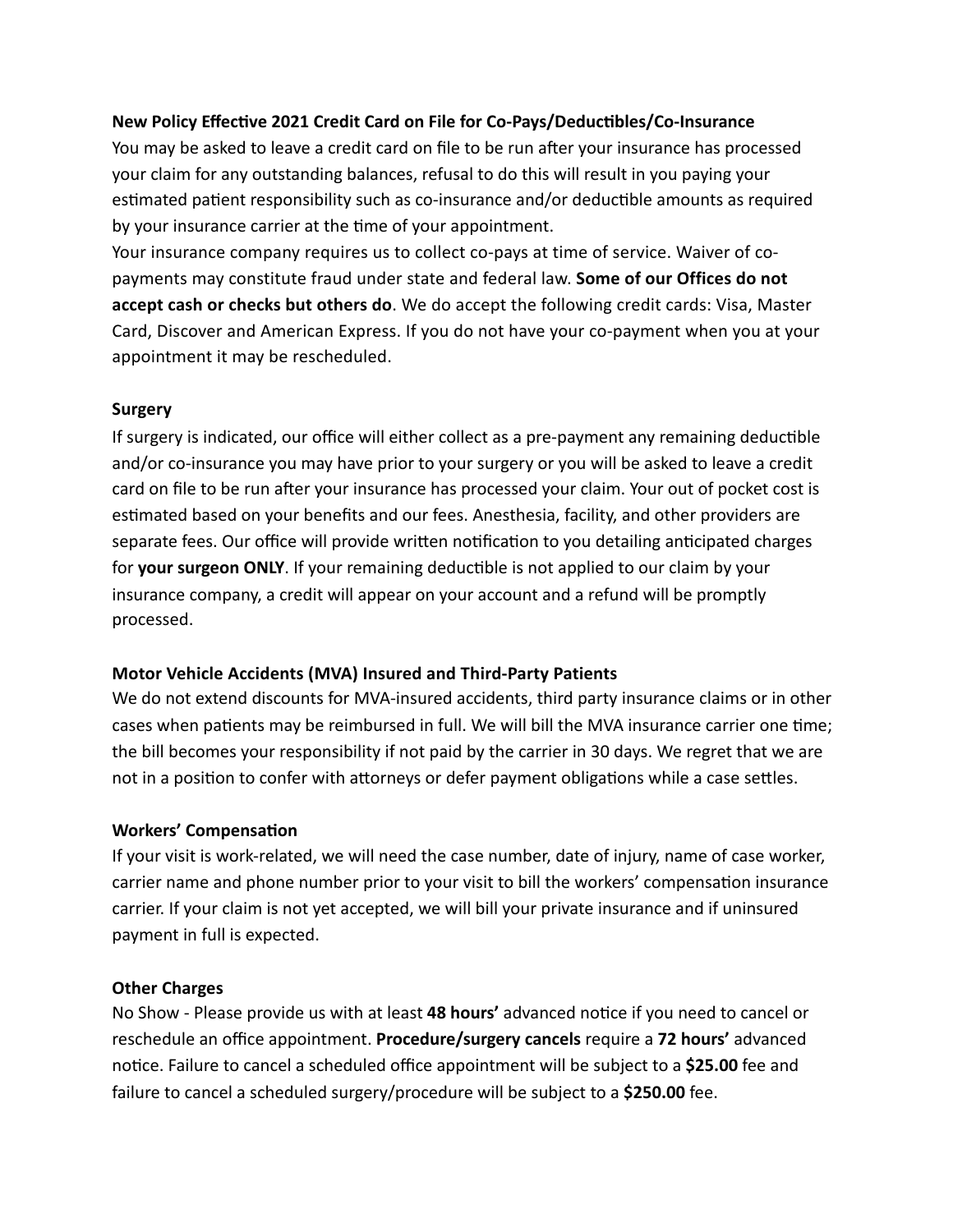**New Policy Effective 2021 Credit Card on File for Co-Pays/Deductibles/Co-Insurance**

You may be asked to leave a credit card on file to be run after your insurance has processed your claim for any outstanding balances, refusal to do this will result in you paying your estimated patient responsibility such as co-insurance and/or deductible amounts as required by your insurance carrier at the time of your appointment.

Your insurance company requires us to collect co-pays at time of service. Waiver of co-payments may constitute fraud under state and federal law. **Some of our Offices do not accept cash or checks but others do**. We do accept the following credit cards: Visa, Master Card, Discover and American Express. If you do not have your co-payment when you at your appointment it may be rescheduled.

**Surgery**

If surgery is indicated, our office will either collect as a pre-payment any remaining deductible and/or co-insurance you may have prior to your surgery or you will be asked to leave a credit card on file to be run after your insurance has processed your claim. Your out of pocket cost is estimated based on your benefits and our fees. Anesthesia, facility, and other providers are separate fees. Our office will provide written notification to you detailing anticipated charges for **your surgeon ONLY**. If your remaining deductible is not applied to our claim by your insurance company, a credit will appear on your account and a refund will be promptly processed.

**Motor Vehicle Accidents (MVA) Insured and Third-Party Patients**

We do not extend discounts for MVA-insured accidents, third party insurance claims or in other cases when patients may be reimbursed in full. We will bill the MVA insurance carrier one time; the bill becomes your responsibility if not paid by the carrier in 30 days. We regret that we are not in a position to confer with attorneys or defer payment obligations while a case settles.

**Workers' Compensation**

If your visit is work-related, we will need the case number, date of injury, name of case worker, carrier name and phone number prior to your visit to bill the workers' compensation insurance carrier. If your claim is not yet accepted, we will bill your private insurance and if uninsured payment in full is expected.

**Other Charges**

No Show - Please provide us with at least **48 hours'** advanced notice if you need to cancel or reschedule an office appointment. **Procedure/surgery cancels** require a **72 hours'** advanced notice. Failure to cancel a scheduled office appointment will be subject to a **$25.00** fee and failure to cancel a scheduled surgery/procedure will be subject to a **$250.00** fee.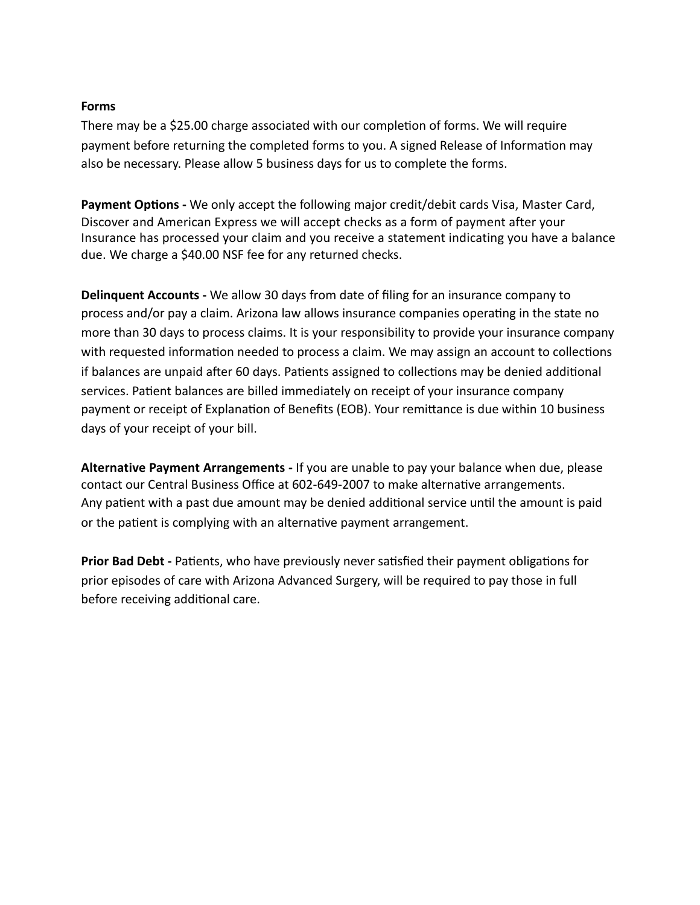**Forms**

There may be a $25.00 charge associated with our completion of forms. We will require payment before returning the completed forms to you. A signed Release of Information may also be necessary. Please allow 5 business days for us to complete the forms.

**Payment Options -** We only accept the following major credit/debit cards Visa, Master Card, Discover and American Express we will accept checks as a form of payment after your Insurance has processed your claim and you receive a statement indicating you have a balance due. We charge a $40.00 NSF fee for any returned checks.

**Delinquent Accounts -** We allow 30 days from date of filing for an insurance company to process and/or pay a claim. Arizona law allows insurance companies operating in the state no more than 30 days to process claims. It is your responsibility to provide your insurance company with requested information needed to process a claim. We may assign an account to collections if balances are unpaid after 60 days. Patients assigned to collections may be denied additional services. Patient balances are billed immediately on receipt of your insurance company payment or receipt of Explanation of Benefits (EOB). Your remittance is due within 10 business days of your receipt of your bill.

**Alternative Payment Arrangements -** If you are unable to pay your balance when due, please contact our Central Business Office at 602-649-2007 to make alternative arrangements. Any patient with a past due amount may be denied additional service until the amount is paid or the patient is complying with an alternative payment arrangement.

**Prior Bad Debt -** Patients, who have previously never satisfied their payment obligations for prior episodes of care with Arizona Advanced Surgery, will be required to pay those in full before receiving additional care.